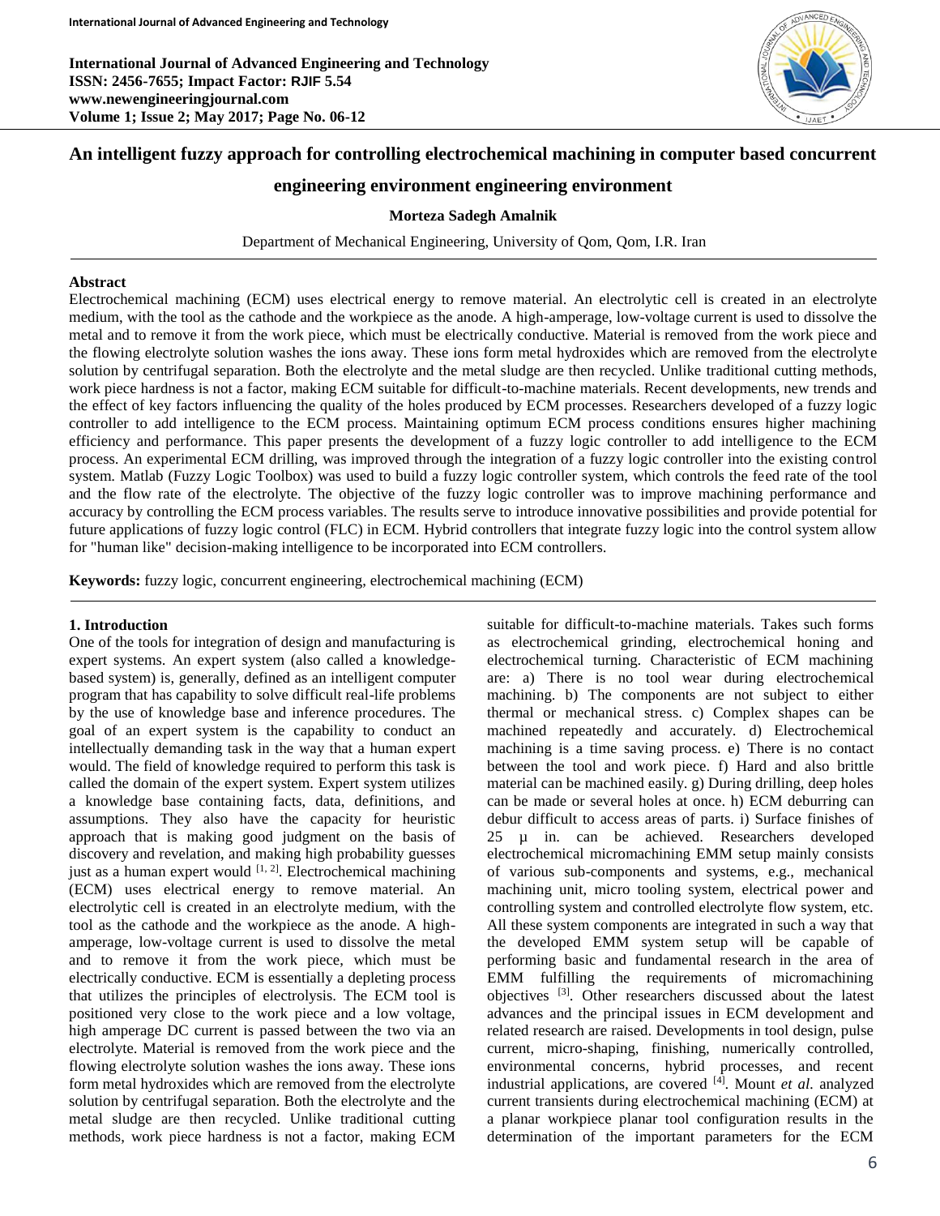International Journal of Advanced Engineering and Technology
ISSN: 2456-7655; Impact Factor: RJIF 5.54
www.newengineeringjournal.com
Volume 1; Issue 2; May 2017; Page No. 06-12

# An intelligent fuzzy approach for controlling electrochemical machining in computer based concurrent engineering environment engineering environment

**Morteza Sadegh Amalnik**

Department of Mechanical Engineering, University of Qom, Qom, I.R. Iran

## Abstract

Electrochemical machining (ECM) uses electrical energy to remove material. An electrolytic cell is created in an electrolyte medium, with the tool as the cathode and the workpiece as the anode. A high-amperage, low-voltage current is used to dissolve the metal and to remove it from the work piece, which must be electrically conductive. Material is removed from the work piece and the flowing electrolyte solution washes the ions away. These ions form metal hydroxides which are removed from the electrolyte solution by centrifugal separation. Both the electrolyte and the metal sludge are then recycled. Unlike traditional cutting methods, work piece hardness is not a factor, making ECM suitable for difficult-to-machine materials. Recent developments, new trends and the effect of key factors influencing the quality of the holes produced by ECM processes. Researchers developed of a fuzzy logic controller to add intelligence to the ECM process. Maintaining optimum ECM process conditions ensures higher machining efficiency and performance. This paper presents the development of a fuzzy logic controller to add intelligence to the ECM process. An experimental ECM drilling, was improved through the integration of a fuzzy logic controller into the existing control system. Matlab (Fuzzy Logic Toolbox) was used to build a fuzzy logic controller system, which controls the feed rate of the tool and the flow rate of the electrolyte. The objective of the fuzzy logic controller was to improve machining performance and accuracy by controlling the ECM process variables. The results serve to introduce innovative possibilities and provide potential for future applications of fuzzy logic control (FLC) in ECM. Hybrid controllers that integrate fuzzy logic into the control system allow for "human like" decision-making intelligence to be incorporated into ECM controllers.

**Keywords:** fuzzy logic, concurrent engineering, electrochemical machining (ECM)

## 1. Introduction

One of the tools for integration of design and manufacturing is expert systems. An expert system (also called a knowledge-based system) is, generally, defined as an intelligent computer program that has capability to solve difficult real-life problems by the use of knowledge base and inference procedures. The goal of an expert system is the capability to conduct an intellectually demanding task in the way that a human expert would. The field of knowledge required to perform this task is called the domain of the expert system. Expert system utilizes a knowledge base containing facts, data, definitions, and assumptions. They also have the capacity for heuristic approach that is making good judgment on the basis of discovery and revelation, and making high probability guesses just as a human expert would [1, 2]. Electrochemical machining (ECM) uses electrical energy to remove material. An electrolytic cell is created in an electrolyte medium, with the tool as the cathode and the workpiece as the anode. A high-amperage, low-voltage current is used to dissolve the metal and to remove it from the work piece, which must be electrically conductive. ECM is essentially a depleting process that utilizes the principles of electrolysis. The ECM tool is positioned very close to the work piece and a low voltage, high amperage DC current is passed between the two via an electrolyte. Material is removed from the work piece and the flowing electrolyte solution washes the ions away. These ions form metal hydroxides which are removed from the electrolyte solution by centrifugal separation. Both the electrolyte and the metal sludge are then recycled. Unlike traditional cutting methods, work piece hardness is not a factor, making ECM suitable for difficult-to-machine materials. Takes such forms as electrochemical grinding, electrochemical honing and electrochemical turning. Characteristic of ECM machining are: a) There is no tool wear during electrochemical machining. b) The components are not subject to either thermal or mechanical stress. c) Complex shapes can be machined repeatedly and accurately. d) Electrochemical machining is a time saving process. e) There is no contact between the tool and work piece. f) Hard and also brittle material can be machined easily. g) During drilling, deep holes can be made or several holes at once. h) ECM deburring can debur difficult to access areas of parts. i) Surface finishes of 25 µ in. can be achieved. Researchers developed electrochemical micromachining EMM setup mainly consists of various sub-components and systems, e.g., mechanical machining unit, micro tooling system, electrical power and controlling system and controlled electrolyte flow system, etc. All these system components are integrated in such a way that the developed EMM system setup will be capable of performing basic and fundamental research in the area of EMM fulfilling the requirements of micromachining objectives [3]. Other researchers discussed about the latest advances and the principal issues in ECM development and related research are raised. Developments in tool design, pulse current, micro-shaping, finishing, numerically controlled, environmental concerns, hybrid processes, and recent industrial applications, are covered [4]. Mount *et al.* analyzed current transients during electrochemical machining (ECM) at a planar workpiece planar tool configuration results in the determination of the important parameters for the ECM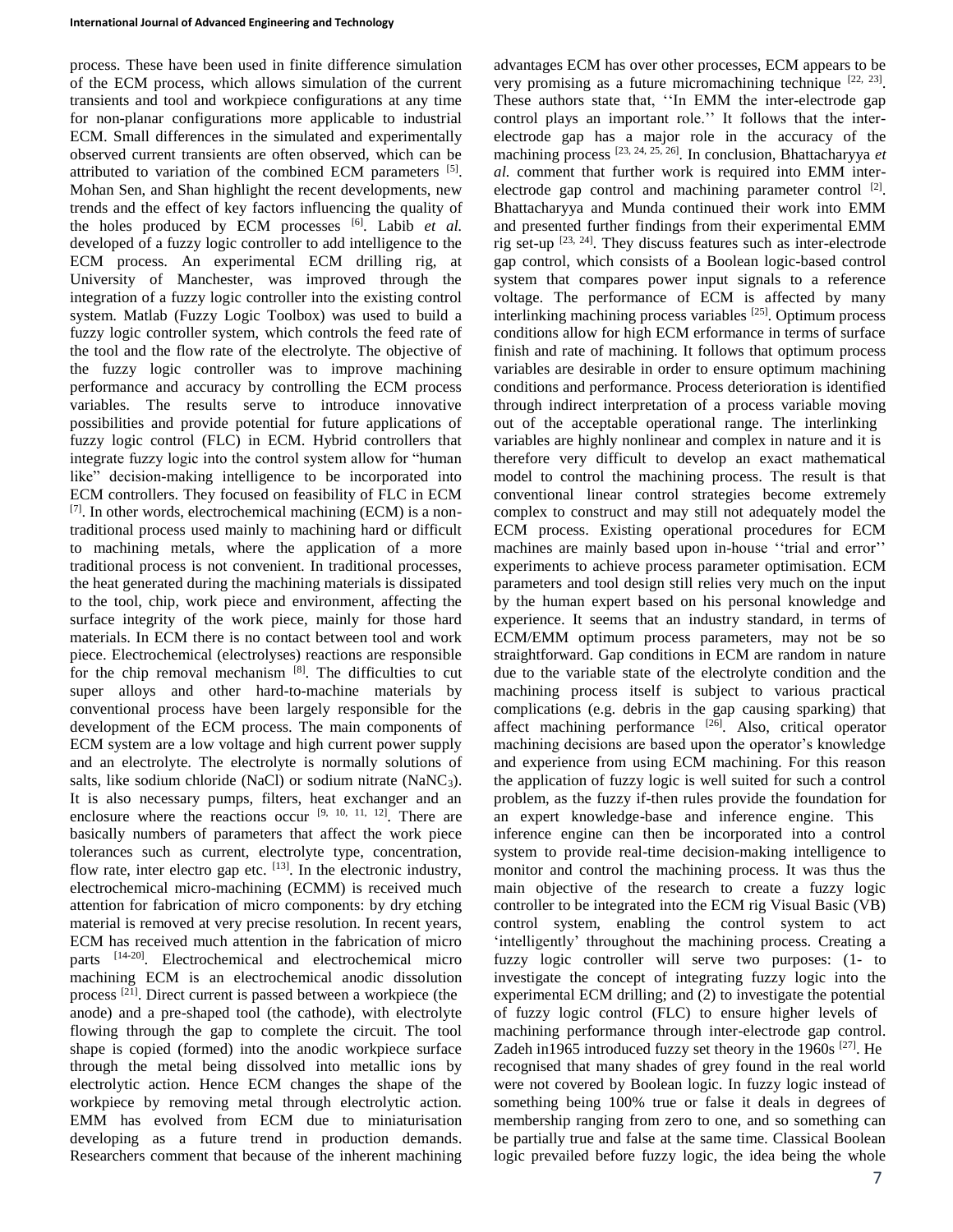process. These have been used in finite difference simulation of the ECM process, which allows simulation of the current transients and tool and workpiece configurations at any time for non-planar configurations more applicable to industrial ECM. Small differences in the simulated and experimentally observed current transients are often observed, which can be attributed to variation of the combined ECM parameters [5]. Mohan Sen, and Shan highlight the recent developments, new trends and the effect of key factors influencing the quality of the holes produced by ECM processes [6]. Labib *et al.* developed of a fuzzy logic controller to add intelligence to the ECM process. An experimental ECM drilling rig, at University of Manchester, was improved through the integration of a fuzzy logic controller into the existing control system. Matlab (Fuzzy Logic Toolbox) was used to build a fuzzy logic controller system, which controls the feed rate of the tool and the flow rate of the electrolyte. The objective of the fuzzy logic controller was to improve machining performance and accuracy by controlling the ECM process variables. The results serve to introduce innovative possibilities and provide potential for future applications of fuzzy logic control (FLC) in ECM. Hybrid controllers that integrate fuzzy logic into the control system allow for "human like" decision-making intelligence to be incorporated into ECM controllers. They focused on feasibility of FLC in ECM [7]. In other words, electrochemical machining (ECM) is a non-traditional process used mainly to machining hard or difficult to machining metals, where the application of a more traditional process is not convenient. In traditional processes, the heat generated during the machining materials is dissipated to the tool, chip, work piece and environment, affecting the surface integrity of the work piece, mainly for those hard materials. In ECM there is no contact between tool and work piece. Electrochemical (electrolyses) reactions are responsible for the chip removal mechanism [8]. The difficulties to cut super alloys and other hard-to-machine materials by conventional process have been largely responsible for the development of the ECM process. The main components of ECM system are a low voltage and high current power supply and an electrolyte. The electrolyte is normally solutions of salts, like sodium chloride (NaCl) or sodium nitrate ($NaNC_3$). It is also necessary pumps, filters, heat exchanger and an enclosure where the reactions occur [9, 10, 11, 12]. There are basically numbers of parameters that affect the work piece tolerances such as current, electrolyte type, concentration, flow rate, inter electro gap etc. [13]. In the electronic industry, electrochemical micro-machining (ECMM) is received much attention for fabrication of micro components: by dry etching material is removed at very precise resolution. In recent years, ECM has received much attention in the fabrication of micro parts [14-20]. Electrochemical and electrochemical micro machining ECM is an electrochemical anodic dissolution process [21]. Direct current is passed between a workpiece (the anode) and a pre-shaped tool (the cathode), with electrolyte flowing through the gap to complete the circuit. The tool shape is copied (formed) into the anodic workpiece surface through the metal being dissolved into metallic ions by electrolytic action. Hence ECM changes the shape of the workpiece by removing metal through electrolytic action. EMM has evolved from ECM due to miniaturisation developing as a future trend in production demands. Researchers comment that because of the inherent machining advantages ECM has over other processes, ECM appears to be very promising as a future micromachining technique [22, 23]. These authors state that, ''In EMM the inter-electrode gap control plays an important role.'' It follows that the inter-electrode gap has a major role in the accuracy of the machining process [23, 24, 25, 26]. In conclusion, Bhattacharyya *et al.* comment that further work is required into EMM inter-electrode gap control and machining parameter control [2]. Bhattacharyya and Munda continued their work into EMM and presented further findings from their experimental EMM rig set-up [23, 24]. They discuss features such as inter-electrode gap control, which consists of a Boolean logic-based control system that compares power input signals to a reference voltage. The performance of ECM is affected by many interlinking machining process variables [25]. Optimum process conditions allow for high ECM erformance in terms of surface finish and rate of machining. It follows that optimum process variables are desirable in order to ensure optimum machining conditions and performance. Process deterioration is identified through indirect interpretation of a process variable moving out of the acceptable operational range. The interlinking variables are highly nonlinear and complex in nature and it is therefore very difficult to develop an exact mathematical model to control the machining process. The result is that conventional linear control strategies become extremely complex to construct and may still not adequately model the ECM process. Existing operational procedures for ECM machines are mainly based upon in-house ''trial and error'' experiments to achieve process parameter optimisation. ECM parameters and tool design still relies very much on the input by the human expert based on his personal knowledge and experience. It seems that an industry standard, in terms of ECM/EMM optimum process parameters, may not be so straightforward. Gap conditions in ECM are random in nature due to the variable state of the electrolyte condition and the machining process itself is subject to various practical complications (e.g. debris in the gap causing sparking) that affect machining performance [26]. Also, critical operator machining decisions are based upon the operator's knowledge and experience from using ECM machining. For this reason the application of fuzzy logic is well suited for such a control problem, as the fuzzy if-then rules provide the foundation for an expert knowledge-base and inference engine. This inference engine can then be incorporated into a control system to provide real-time decision-making intelligence to monitor and control the machining process. It was thus the main objective of the research to create a fuzzy logic controller to be integrated into the ECM rig Visual Basic (VB) control system, enabling the control system to act 'intelligently' throughout the machining process. Creating a fuzzy logic controller will serve two purposes: (1- to investigate the concept of integrating fuzzy logic into the experimental ECM drilling; and (2) to investigate the potential of fuzzy logic control (FLC) to ensure higher levels of machining performance through inter-electrode gap control. Zadeh in1965 introduced fuzzy set theory in the 1960s [27]. He recognised that many shades of grey found in the real world were not covered by Boolean logic. In fuzzy logic instead of something being 100% true or false it deals in degrees of membership ranging from zero to one, and so something can be partially true and false at the same time. Classical Boolean logic prevailed before fuzzy logic, the idea being the whole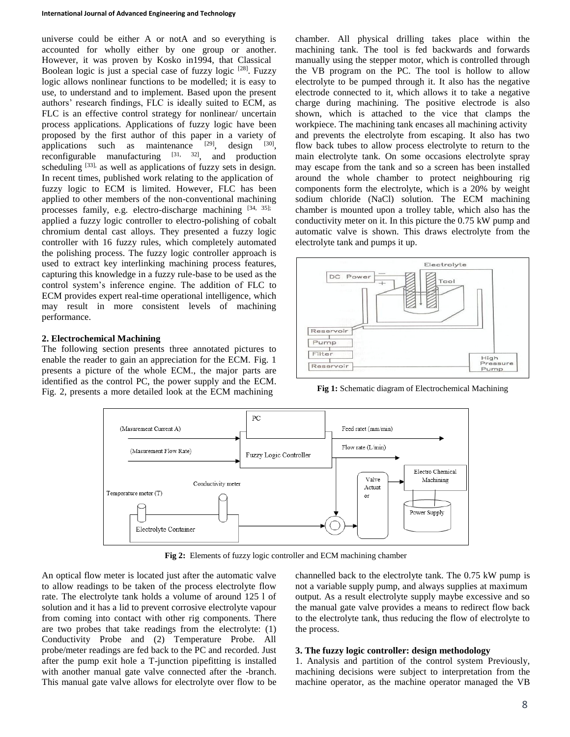universe could be either A or notA and so everything is accounted for wholly either by one group or another. However, it was proven by Kosko in1994, that Classical Boolean logic is just a special case of fuzzy logic [28]. Fuzzy logic allows nonlinear functions to be modelled; it is easy to use, to understand and to implement. Based upon the present authors' research findings, FLC is ideally suited to ECM, as FLC is an effective control strategy for nonlinear/ uncertain process applications. Applications of fuzzy logic have been proposed by the first author of this paper in a variety of applications such as maintenance [29], design [30], reconfigurable manufacturing [31, 32], and production scheduling [33], as well as applications of fuzzy sets in design. In recent times, published work relating to the application of fuzzy logic to ECM is limited. However, FLC has been applied to other members of the non-conventional machining processes family, e.g. electro-discharge machining [34, 35]; applied a fuzzy logic controller to electro-polishing of cobalt chromium dental cast alloys. They presented a fuzzy logic controller with 16 fuzzy rules, which completely automated the polishing process. The fuzzy logic controller approach is used to extract key interlinking machining process features, capturing this knowledge in a fuzzy rule-base to be used as the control system's inference engine. The addition of FLC to ECM provides expert real-time operational intelligence, which may result in more consistent levels of machining performance.

## 2. Electrochemical Machining

The following section presents three annotated pictures to enable the reader to gain an appreciation for the ECM. Fig. 1 presents a picture of the whole ECM., the major parts are identified as the control PC, the power supply and the ECM. Fig. 2, presents a more detailed look at the ECM machining chamber. All physical drilling takes place within the machining tank. The tool is fed backwards and forwards manually using the stepper motor, which is controlled through the VB program on the PC. The tool is hollow to allow electrolyte to be pumped through it. It also has the negative electrode connected to it, which allows it to take a negative charge during machining. The positive electrode is also shown, which is attached to the vice that clamps the workpiece. The machining tank encases all machining activity and prevents the electrolyte from escaping. It also has two flow back tubes to allow process electrolyte to return to the main electrolyte tank. On some occasions electrolyte spray may escape from the tank and so a screen has been installed around the whole chamber to protect neighbouring rig components form the electrolyte, which is a 20% by weight sodium chloride (NaCl) solution. The ECM machining chamber is mounted upon a trolley table, which also has the conductivity meter on it. In this picture the 0.75 kW pump and automatic valve is shown. This draws electrolyte from the electrolyte tank and pumps it up.

**Fig 1:** Schematic diagram of Electrochemical Machining

**Fig 2:** Elements of fuzzy logic controller and ECM machining chamber

An optical flow meter is located just after the automatic valve to allow readings to be taken of the process electrolyte flow rate. The electrolyte tank holds a volume of around 125 l of solution and it has a lid to prevent corrosive electrolyte vapour from coming into contact with other rig components. There are two probes that take readings from the electrolyte: (1) Conductivity Probe and (2) Temperature Probe. All probe/meter readings are fed back to the PC and recorded. Just after the pump exit hole a T-junction pipefitting is installed with another manual gate valve connected after the -branch. This manual gate valve allows for electrolyte over flow to be channelled back to the electrolyte tank. The 0.75 kW pump is not a variable supply pump, and always supplies at maximum output. As a result electrolyte supply maybe excessive and so the manual gate valve provides a means to redirect flow back to the electrolyte tank, thus reducing the flow of electrolyte to the process.

## 3. The fuzzy logic controller: design methodology

1. Analysis and partition of the control system Previously, machining decisions were subject to interpretation from the machine operator, as the machine operator managed the VB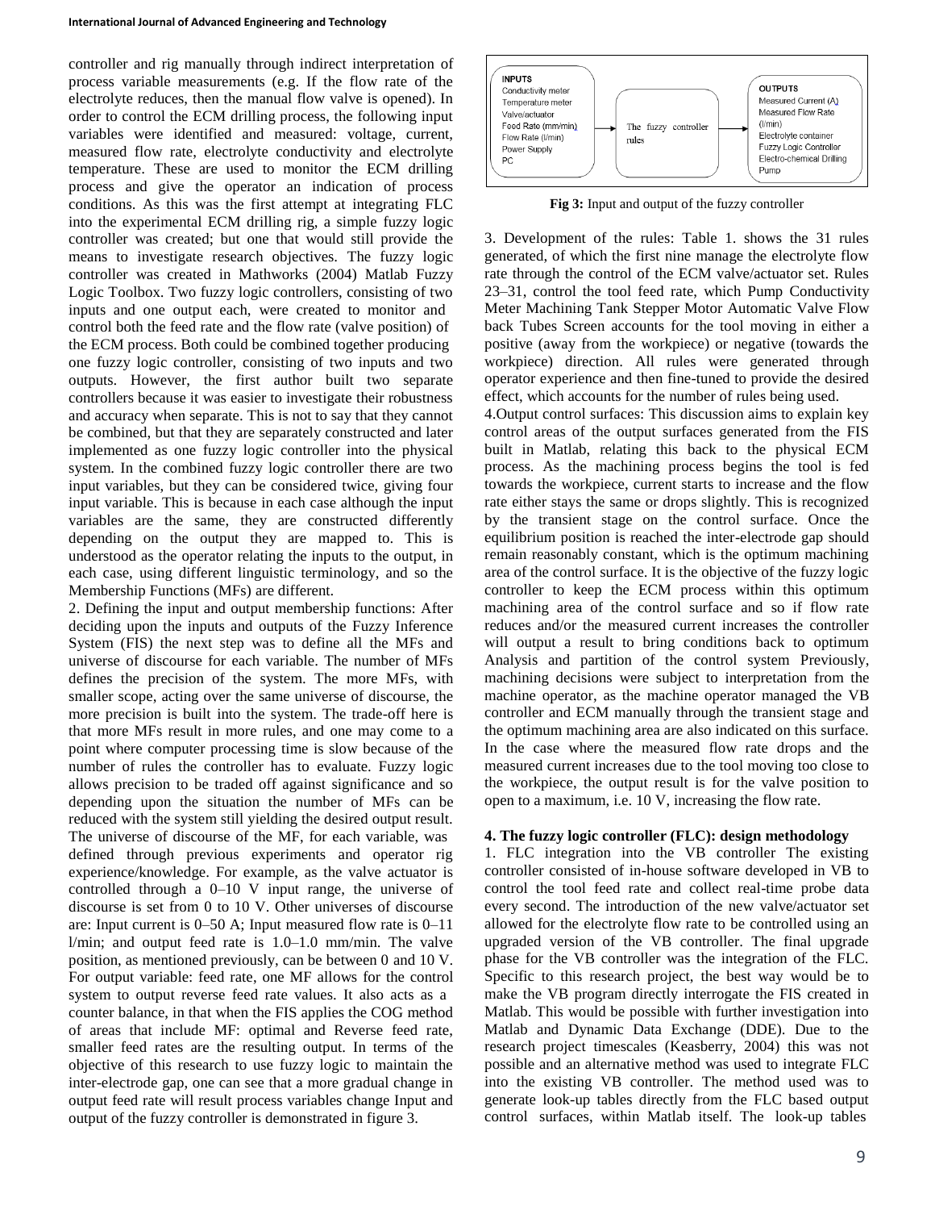controller and rig manually through indirect interpretation of process variable measurements (e.g. If the flow rate of the electrolyte reduces, then the manual flow valve is opened). In order to control the ECM drilling process, the following input variables were identified and measured: voltage, current, measured flow rate, electrolyte conductivity and electrolyte temperature. These are used to monitor the ECM drilling process and give the operator an indication of process conditions. As this was the first attempt at integrating FLC into the experimental ECM drilling rig, a simple fuzzy logic controller was created; but one that would still provide the means to investigate research objectives. The fuzzy logic controller was created in Mathworks (2004) Matlab Fuzzy Logic Toolbox. Two fuzzy logic controllers, consisting of two inputs and one output each, were created to monitor and control both the feed rate and the flow rate (valve position) of the ECM process. Both could be combined together producing one fuzzy logic controller, consisting of two inputs and two outputs. However, the first author built two separate controllers because it was easier to investigate their robustness and accuracy when separate. This is not to say that they cannot be combined, but that they are separately constructed and later implemented as one fuzzy logic controller into the physical system. In the combined fuzzy logic controller there are two input variables, but they can be considered twice, giving four input variable. This is because in each case although the input variables are the same, they are constructed differently depending on the output they are mapped to. This is understood as the operator relating the inputs to the output, in each case, using different linguistic terminology, and so the Membership Functions (MFs) are different.

2. Defining the input and output membership functions: After deciding upon the inputs and outputs of the Fuzzy Inference System (FIS) the next step was to define all the MFs and universe of discourse for each variable. The number of MFs defines the precision of the system. The more MFs, with smaller scope, acting over the same universe of discourse, the more precision is built into the system. The trade-off here is that more MFs result in more rules, and one may come to a point where computer processing time is slow because of the number of rules the controller has to evaluate. Fuzzy logic allows precision to be traded off against significance and so depending upon the situation the number of MFs can be reduced with the system still yielding the desired output result. The universe of discourse of the MF, for each variable, was defined through previous experiments and operator rig experience/knowledge. For example, as the valve actuator is controlled through a 0–10 V input range, the universe of discourse is set from 0 to 10 V. Other universes of discourse are: Input current is 0–50 A; Input measured flow rate is 0–11 l/min; and output feed rate is 1.0–1.0 mm/min. The valve position, as mentioned previously, can be between 0 and 10 V. For output variable: feed rate, one MF allows for the control system to output reverse feed rate values. It also acts as a counter balance, in that when the FIS applies the COG method of areas that include MF: optimal and Reverse feed rate, smaller feed rates are the resulting output. In terms of the objective of this research to use fuzzy logic to maintain the inter-electrode gap, one can see that a more gradual change in output feed rate will result process variables change Input and output of the fuzzy controller is demonstrated in figure 3.

| INPUTS | | OUTPUTS |
|---|---|---|
| Conductivity meter<br>Temperature meter<br>Valve/actuator<br>Feed Rate (mm/min)<br>Flow Rate (l/min)<br>Power Supply<br>PC | The fuzzy controller rules | Measured Current (A)<br>Measured Flow Rate (l/min)<br>Electrolyte container<br>Fuzzy Logic Controller<br>Electro-chemical Drilling<br>Pump |

**Fig 3:** Input and output of the fuzzy controller

3. Development of the rules: Table 1. shows the 31 rules generated, of which the first nine manage the electrolyte flow rate through the control of the ECM valve/actuator set. Rules 23–31, control the tool feed rate, which Pump Conductivity Meter Machining Tank Stepper Motor Automatic Valve Flow back Tubes Screen accounts for the tool moving in either a positive (away from the workpiece) or negative (towards the workpiece) direction. All rules were generated through operator experience and then fine-tuned to provide the desired effect, which accounts for the number of rules being used.

4.Output control surfaces: This discussion aims to explain key control areas of the output surfaces generated from the FIS built in Matlab, relating this back to the physical ECM process. As the machining process begins the tool is fed towards the workpiece, current starts to increase and the flow rate either stays the same or drops slightly. This is recognized by the transient stage on the control surface. Once the equilibrium position is reached the inter-electrode gap should remain reasonably constant, which is the optimum machining area of the control surface. It is the objective of the fuzzy logic controller to keep the ECM process within this optimum machining area of the control surface and so if flow rate reduces and/or the measured current increases the controller will output a result to bring conditions back to optimum Analysis and partition of the control system Previously, machining decisions were subject to interpretation from the machine operator, as the machine operator managed the VB controller and ECM manually through the transient stage and the optimum machining area are also indicated on this surface. In the case where the measured flow rate drops and the measured current increases due to the tool moving too close to the workpiece, the output result is for the valve position to open to a maximum, i.e. 10 V, increasing the flow rate.

#### 4. The fuzzy logic controller (FLC): design methodology

1. FLC integration into the VB controller The existing controller consisted of in-house software developed in VB to control the tool feed rate and collect real-time probe data every second. The introduction of the new valve/actuator set allowed for the electrolyte flow rate to be controlled using an upgraded version of the VB controller. The final upgrade phase for the VB controller was the integration of the FLC. Specific to this research project, the best way would be to make the VB program directly interrogate the FIS created in Matlab. This would be possible with further investigation into Matlab and Dynamic Data Exchange (DDE). Due to the research project timescales (Keasberry, 2004) this was not possible and an alternative method was used to integrate FLC into the existing VB controller. The method used was to generate look-up tables directly from the FLC based output control surfaces, within Matlab itself. The look-up tables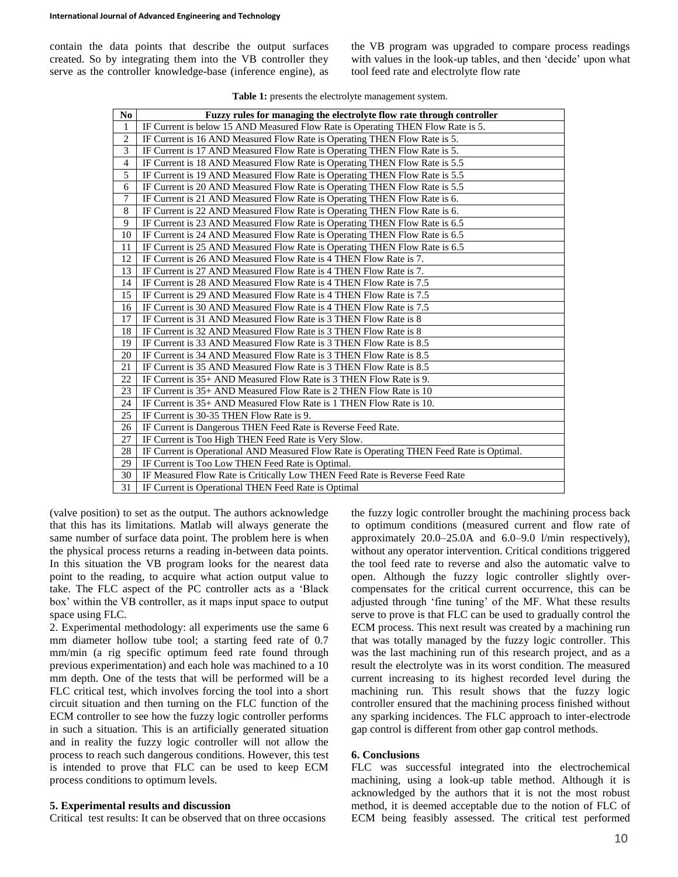contain the data points that describe the output surfaces created. So by integrating them into the VB controller they serve as the controller knowledge-base (inference engine), as the VB program was upgraded to compare process readings with values in the look-up tables, and then 'decide' upon what tool feed rate and electrolyte flow rate (valve position) to set as the output. The authors acknowledge that this has its limitations. Matlab will always generate the same number of surface data point. The problem here is when the physical process returns a reading in-between data points. In this situation the VB program looks for the nearest data point to the reading, to acquire what action output value to take. The FLC aspect of the PC controller acts as a 'Black box' within the VB controller, as it maps input space to output space using FLC.

**Table 1:** presents the electrolyte management system.

| No | Fuzzy rules for managing the electrolyte flow rate through controller |
|---|---|
| 1 | IF Current is below 15 AND Measured Flow Rate is Operating THEN Flow Rate is 5. |
| 2 | IF Current is 16 AND Measured Flow Rate is Operating THEN Flow Rate is 5. |
| 3 | IF Current is 17 AND Measured Flow Rate is Operating THEN Flow Rate is 5. |
| 4 | IF Current is 18 AND Measured Flow Rate is Operating THEN Flow Rate is 5.5 |
| 5 | IF Current is 19 AND Measured Flow Rate is Operating THEN Flow Rate is 5.5 |
| 6 | IF Current is 20 AND Measured Flow Rate is Operating THEN Flow Rate is 5.5 |
| 7 | IF Current is 21 AND Measured Flow Rate is Operating THEN Flow Rate is 6. |
| 8 | IF Current is 22 AND Measured Flow Rate is Operating THEN Flow Rate is 6. |
| 9 | IF Current is 23 AND Measured Flow Rate is Operating THEN Flow Rate is 6.5 |
| 10 | IF Current is 24 AND Measured Flow Rate is Operating THEN Flow Rate is 6.5 |
| 11 | IF Current is 25 AND Measured Flow Rate is Operating THEN Flow Rate is 6.5 |
| 12 | IF Current is 26 AND Measured Flow Rate is 4 THEN Flow Rate is 7. |
| 13 | IF Current is 27 AND Measured Flow Rate is 4 THEN Flow Rate is 7. |
| 14 | IF Current is 28 AND Measured Flow Rate is 4 THEN Flow Rate is 7.5 |
| 15 | IF Current is 29 AND Measured Flow Rate is 4 THEN Flow Rate is 7.5 |
| 16 | IF Current is 30 AND Measured Flow Rate is 4 THEN Flow Rate is 7.5 |
| 17 | IF Current is 31 AND Measured Flow Rate is 3 THEN Flow Rate is 8 |
| 18 | IF Current is 32 AND Measured Flow Rate is 3 THEN Flow Rate is 8 |
| 19 | IF Current is 33 AND Measured Flow Rate is 3 THEN Flow Rate is 8.5 |
| 20 | IF Current is 34 AND Measured Flow Rate is 3 THEN Flow Rate is 8.5 |
| 21 | IF Current is 35 AND Measured Flow Rate is 3 THEN Flow Rate is 8.5 |
| 22 | IF Current is 35+ AND Measured Flow Rate is 3 THEN Flow Rate is 9. |
| 23 | IF Current is 35+ AND Measured Flow Rate is 2 THEN Flow Rate is 10 |
| 24 | IF Current is 35+ AND Measured Flow Rate is 1 THEN Flow Rate is 10. |
| 25 | IF Current is 30-35 THEN Flow Rate is 9. |
| 26 | IF Current is Dangerous THEN Feed Rate is Reverse Feed Rate. |
| 27 | IF Current is Too High THEN Feed Rate is Very Slow. |
| 28 | IF Current is Operational AND Measured Flow Rate is Operating THEN Feed Rate is Optimal. |
| 29 | IF Current is Too Low THEN Feed Rate is Optimal. |
| 30 | IF Measured Flow Rate is Critically Low THEN Feed Rate is Reverse Feed Rate |
| 31 | IF Current is Operational THEN Feed Rate is Optimal |

2. Experimental methodology: all experiments use the same 6 mm diameter hollow tube tool; a starting feed rate of 0.7 mm/min (a rig specific optimum feed rate found through previous experimentation) and each hole was machined to a 10 mm depth. One of the tests that will be performed will be a FLC critical test, which involves forcing the tool into a short circuit situation and then turning on the FLC function of the ECM controller to see how the fuzzy logic controller performs in such a situation. This is an artificially generated situation and in reality the fuzzy logic controller will not allow the process to reach such dangerous conditions. However, this test is intended to prove that FLC can be used to keep ECM process conditions to optimum levels.

## 5. Experimental results and discussion

Critical test results: It can be observed that on three occasions the fuzzy logic controller brought the machining process back to optimum conditions (measured current and flow rate of approximately 20.0–25.0A and 6.0–9.0 l/min respectively), without any operator intervention. Critical conditions triggered the tool feed rate to reverse and also the automatic valve to open. Although the fuzzy logic controller slightly over-compensates for the critical current occurrence, this can be adjusted through 'fine tuning' of the MF. What these results serve to prove is that FLC can be used to gradually control the ECM process. This next result was created by a machining run that was totally managed by the fuzzy logic controller. This was the last machining run of this research project, and as a result the electrolyte was in its worst condition. The measured current increasing to its highest recorded level during the machining run. This result shows that the fuzzy logic controller ensured that the machining process finished without any sparking incidences. The FLC approach to inter-electrode gap control is different from other gap control methods.

## 6. Conclusions

FLC was successful integrated into the electrochemical machining, using a look-up table method. Although it is acknowledged by the authors that it is not the most robust method, it is deemed acceptable due to the notion of FLC of ECM being feasibly assessed. The critical test performed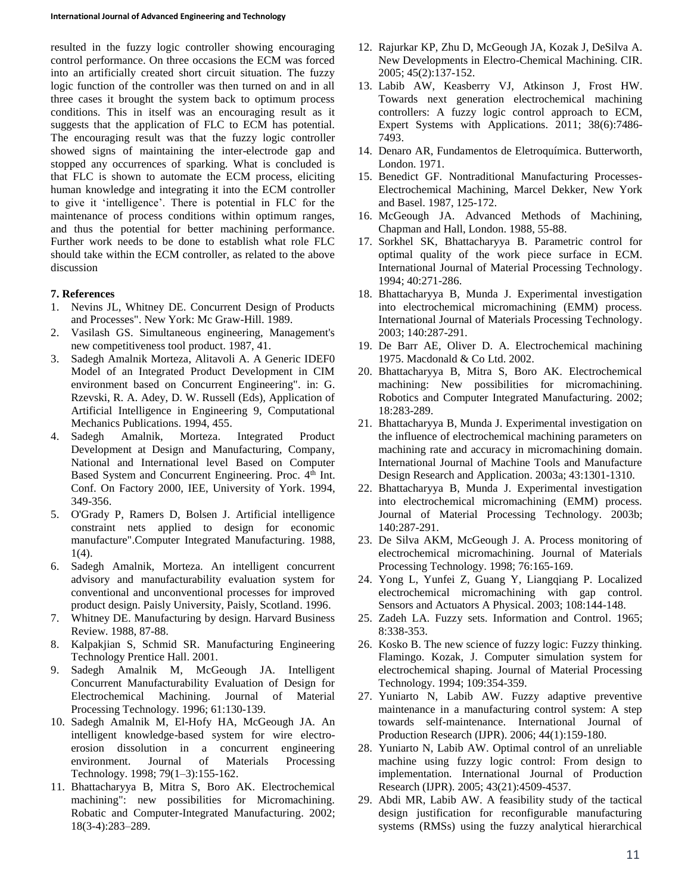resulted in the fuzzy logic controller showing encouraging control performance. On three occasions the ECM was forced into an artificially created short circuit situation. The fuzzy logic function of the controller was then turned on and in all three cases it brought the system back to optimum process conditions. This in itself was an encouraging result as it suggests that the application of FLC to ECM has potential. The encouraging result was that the fuzzy logic controller showed signs of maintaining the inter-electrode gap and stopped any occurrences of sparking. What is concluded is that FLC is shown to automate the ECM process, eliciting human knowledge and integrating it into the ECM controller to give it 'intelligence'. There is potential in FLC for the maintenance of process conditions within optimum ranges, and thus the potential for better machining performance. Further work needs to be done to establish what role FLC should take within the ECM controller, as related to the above discussion

## 7. References

1. Nevins JL, Whitney DE. Concurrent Design of Products and Processes". New York: Mc Graw-Hill. 1989.
2. Vasilash GS. Simultaneous engineering, Management's new competitiveness tool product. 1987, 41.
3. Sadegh Amalnik Morteza, Alitavoli A. A Generic IDEF0 Model of an Integrated Product Development in CIM environment based on Concurrent Engineering". in: G. Rzevski, R. A. Adey, D. W. Russell (Eds), Application of Artificial Intelligence in Engineering 9, Computational Mechanics Publications. 1994, 455.
4. Sadegh Amalnik, Morteza. Integrated Product Development at Design and Manufacturing, Company, National and International level Based on Computer Based System and Concurrent Engineering. Proc. 4th Int. Conf. On Factory 2000, IEE, University of York. 1994, 349-356.
5. O'Grady P, Ramers D, Bolsen J. Artificial intelligence constraint nets applied to design for economic manufacture".Computer Integrated Manufacturing. 1988, 1(4).
6. Sadegh Amalnik, Morteza. An intelligent concurrent advisory and manufacturability evaluation system for conventional and unconventional processes for improved product design. Paisly University, Paisly, Scotland. 1996.
7. Whitney DE. Manufacturing by design. Harvard Business Review. 1988, 87-88.
8. Kalpakjian S, Schmid SR. Manufacturing Engineering Technology Prentice Hall. 2001.
9. Sadegh Amalnik M, McGeough JA. Intelligent Concurrent Manufacturability Evaluation of Design for Electrochemical Machining. Journal of Material Processing Technology. 1996; 61:130-139.
10. Sadegh Amalnik M, El-Hofy HA, McGeough JA. An intelligent knowledge-based system for wire electro-erosion dissolution in a concurrent engineering environment. Journal of Materials Processing Technology. 1998; 79(1–3):155-162.
11. Bhattacharyya B, Mitra S, Boro AK. Electrochemical machining": new possibilities for Micromachining. Robatic and Computer-Integrated Manufacturing. 2002; 18(3-4):283–289.
12. Rajurkar KP, Zhu D, McGeough JA, Kozak J, DeSilva A. New Developments in Electro-Chemical Machining. CIR. 2005; 45(2):137-152.
13. Labib AW, Keasberry VJ, Atkinson J, Frost HW. Towards next generation electrochemical machining controllers: A fuzzy logic control approach to ECM, Expert Systems with Applications. 2011; 38(6):7486-7493.
14. Denaro AR, Fundamentos de Eletroquímica. Butterworth, London. 1971.
15. Benedict GF. Nontraditional Manufacturing Processes-Electrochemical Machining, Marcel Dekker, New York and Basel. 1987, 125-172.
16. McGeough JA. Advanced Methods of Machining, Chapman and Hall, London. 1988, 55-88.
17. Sorkhel SK, Bhattacharyya B. Parametric control for optimal quality of the work piece surface in ECM. International Journal of Material Processing Technology. 1994; 40:271-286.
18. Bhattacharyya B, Munda J. Experimental investigation into electrochemical micromachining (EMM) process. International Journal of Materials Processing Technology. 2003; 140:287-291.
19. De Barr AE, Oliver D. A. Electrochemical machining 1975. Macdonald & Co Ltd. 2002.
20. Bhattacharyya B, Mitra S, Boro AK. Electrochemical machining: New possibilities for micromachining. Robotics and Computer Integrated Manufacturing. 2002; 18:283-289.
21. Bhattacharyya B, Munda J. Experimental investigation on the influence of electrochemical machining parameters on machining rate and accuracy in micromachining domain. International Journal of Machine Tools and Manufacture Design Research and Application. 2003a; 43:1301-1310.
22. Bhattacharyya B, Munda J. Experimental investigation into electrochemical micromachining (EMM) process. Journal of Material Processing Technology. 2003b; 140:287-291.
23. De Silva AKM, McGeough J. A. Process monitoring of electrochemical micromachining. Journal of Materials Processing Technology. 1998; 76:165-169.
24. Yong L, Yunfei Z, Guang Y, Liangqiang P. Localized electrochemical micromachining with gap control. Sensors and Actuators A Physical. 2003; 108:144-148.
25. Zadeh LA. Fuzzy sets. Information and Control. 1965; 8:338-353.
26. Kosko B. The new science of fuzzy logic: Fuzzy thinking. Flamingo. Kozak, J. Computer simulation system for electrochemical shaping. Journal of Material Processing Technology. 1994; 109:354-359.
27. Yuniarto N, Labib AW. Fuzzy adaptive preventive maintenance in a manufacturing control system: A step towards self-maintenance. International Journal of Production Research (IJPR). 2006; 44(1):159-180.
28. Yuniarto N, Labib AW. Optimal control of an unreliable machine using fuzzy logic control: From design to implementation. International Journal of Production Research (IJPR). 2005; 43(21):4509-4537.
29. Abdi MR, Labib AW. A feasibility study of the tactical design justification for reconfigurable manufacturing systems (RMSs) using the fuzzy analytical hierarchical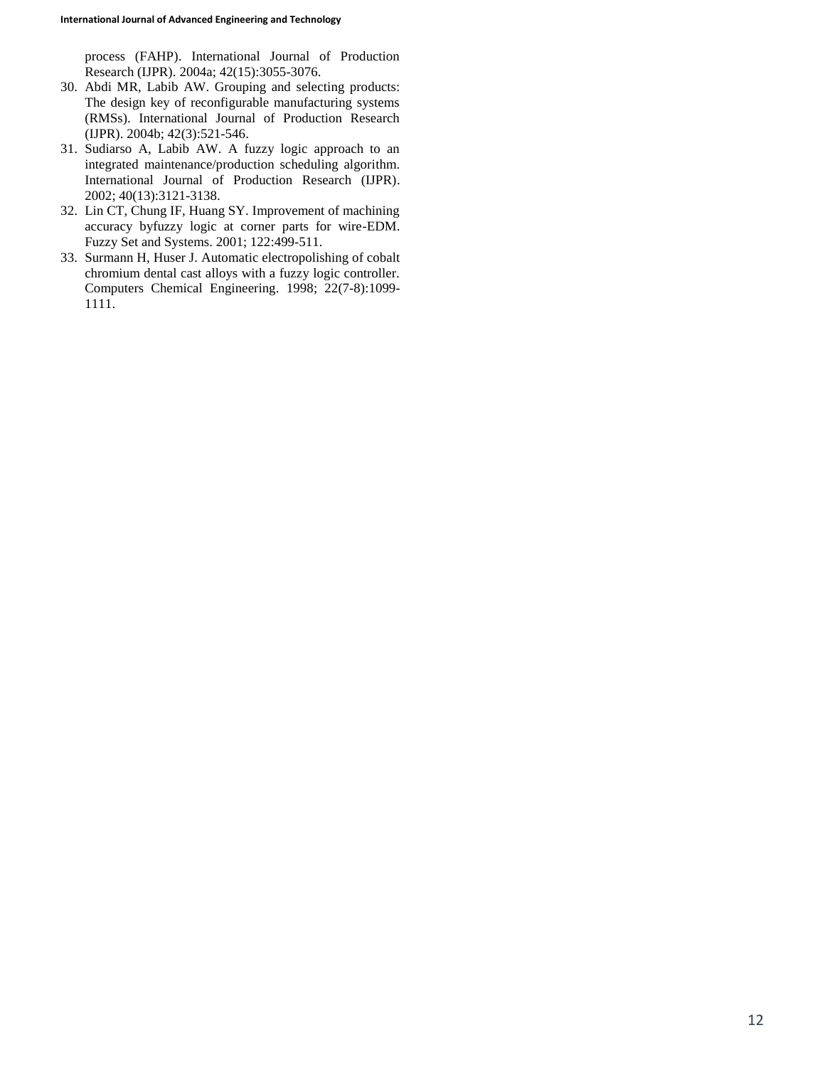process (FAHP). International Journal of Production Research (IJPR). 2004a; 42(15):3055-3076.

30. Abdi MR, Labib AW. Grouping and selecting products: The design key of reconfigurable manufacturing systems (RMSs). International Journal of Production Research (IJPR). 2004b; 42(3):521-546.
31. Sudiarso A, Labib AW. A fuzzy logic approach to an integrated maintenance/production scheduling algorithm. International Journal of Production Research (IJPR). 2002; 40(13):3121-3138.
32. Lin CT, Chung IF, Huang SY. Improvement of machining accuracy byfuzzy logic at corner parts for wire-EDM. Fuzzy Set and Systems. 2001; 122:499-511.
33. Surmann H, Huser J. Automatic electropolishing of cobalt chromium dental cast alloys with a fuzzy logic controller. Computers Chemical Engineering. 1998; 22(7-8):1099-1111.